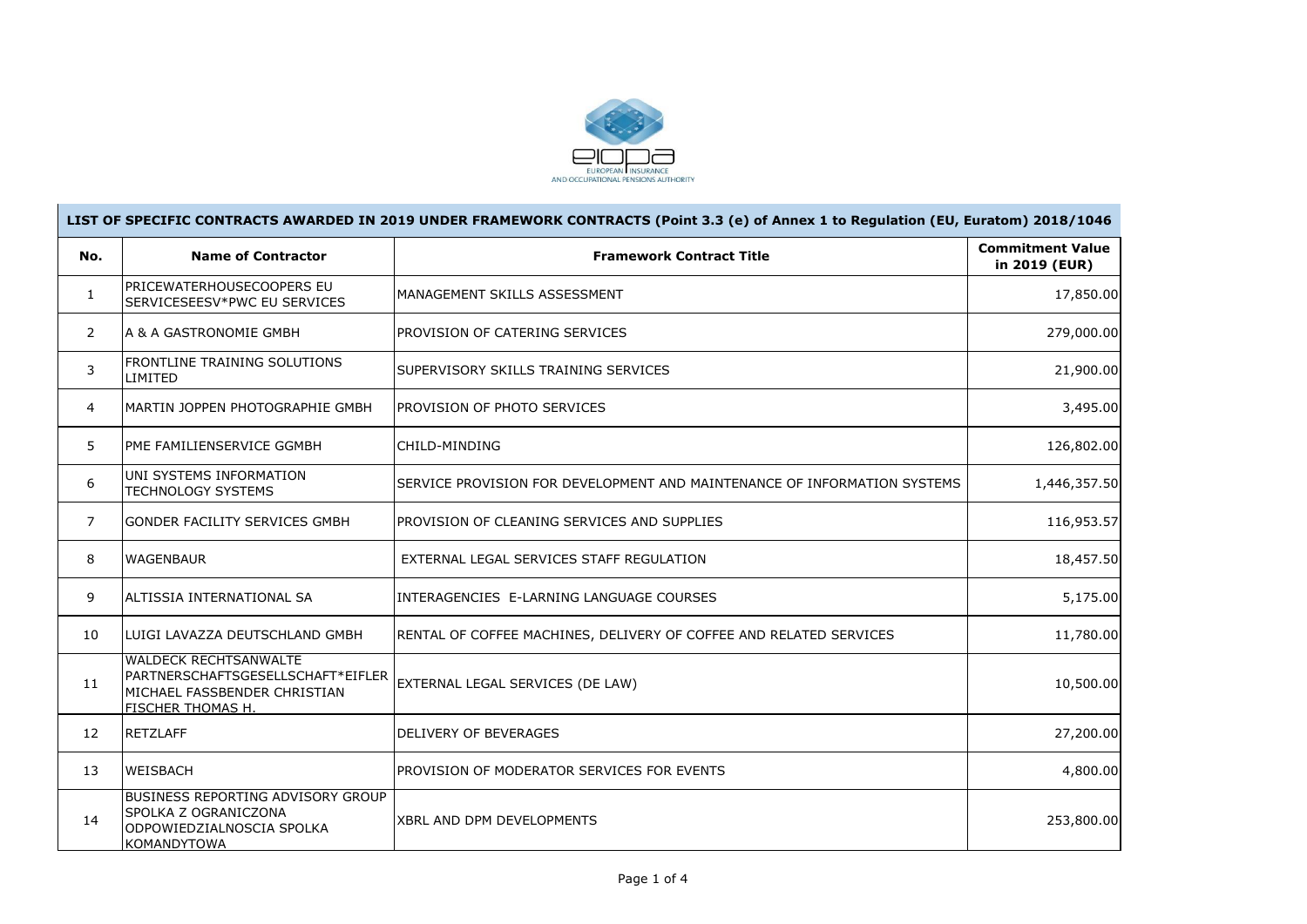**LIST OF SPECIFIC CONTRACTS AWARDED IN 2019 UNDER FRAMEWORK CONTRACTS (Point 3.3 (e) of Annex 1 to Regulation (EU, Euratom) 2018/1046**

| No. | Name of Contractor | Framework Contract Title | Commitment Value in 2019 (EUR) |
|---|---|---|---|
| 1 | PRICEWATERHOUSECOOPERS EU SERVICESEESV*PWC EU SERVICES | MANAGEMENT SKILLS ASSESSMENT | 17,850.00 |
| 2 | A & A GASTRONOMIE GMBH | PROVISION OF CATERING SERVICES | 279,000.00 |
| 3 | FRONTLINE TRAINING SOLUTIONS LIMITED | SUPERVISORY SKILLS TRAINING SERVICES | 21,900.00 |
| 4 | MARTIN JOPPEN PHOTOGRAPHIE GMBH | PROVISION OF PHOTO SERVICES | 3,495.00 |
| 5 | PME FAMILIENSERVICE GGMBH | CHILD-MINDING | 126,802.00 |
| 6 | UNI SYSTEMS INFORMATION TECHNOLOGY SYSTEMS | SERVICE PROVISION FOR DEVELOPMENT AND MAINTENANCE OF INFORMATION SYSTEMS | 1,446,357.50 |
| 7 | GONDER FACILITY SERVICES GMBH | PROVISION OF CLEANING SERVICES AND SUPPLIES | 116,953.57 |
| 8 | WAGENBAUR | EXTERNAL LEGAL SERVICES STAFF REGULATION | 18,457.50 |
| 9 | ALTISSIA INTERNATIONAL SA | INTERAGENCIES E-LARNING LANGUAGE COURSES | 5,175.00 |
| 10 | LUIGI LAVAZZA DEUTSCHLAND GMBH | RENTAL OF COFFEE MACHINES, DELIVERY OF COFFEE AND RELATED SERVICES | 11,780.00 |
| 11 | WALDECK RECHTSANWALTE PARTNERSCHAFTSGESELLSCHAFT*EIFLER MICHAEL FASSBENDER CHRISTIAN FISCHER THOMAS H. | EXTERNAL LEGAL SERVICES (DE LAW) | 10,500.00 |
| 12 | RETZLAFF | DELIVERY OF BEVERAGES | 27,200.00 |
| 13 | WEISBACH | PROVISION OF MODERATOR SERVICES FOR EVENTS | 4,800.00 |
| 14 | BUSINESS REPORTING ADVISORY GROUP SPOLKA Z OGRANICZONA ODPOWIEDZIALNOSCIA SPOLKA KOMANDYTOWA | XBRL AND DPM DEVELOPMENTS | 253,800.00 |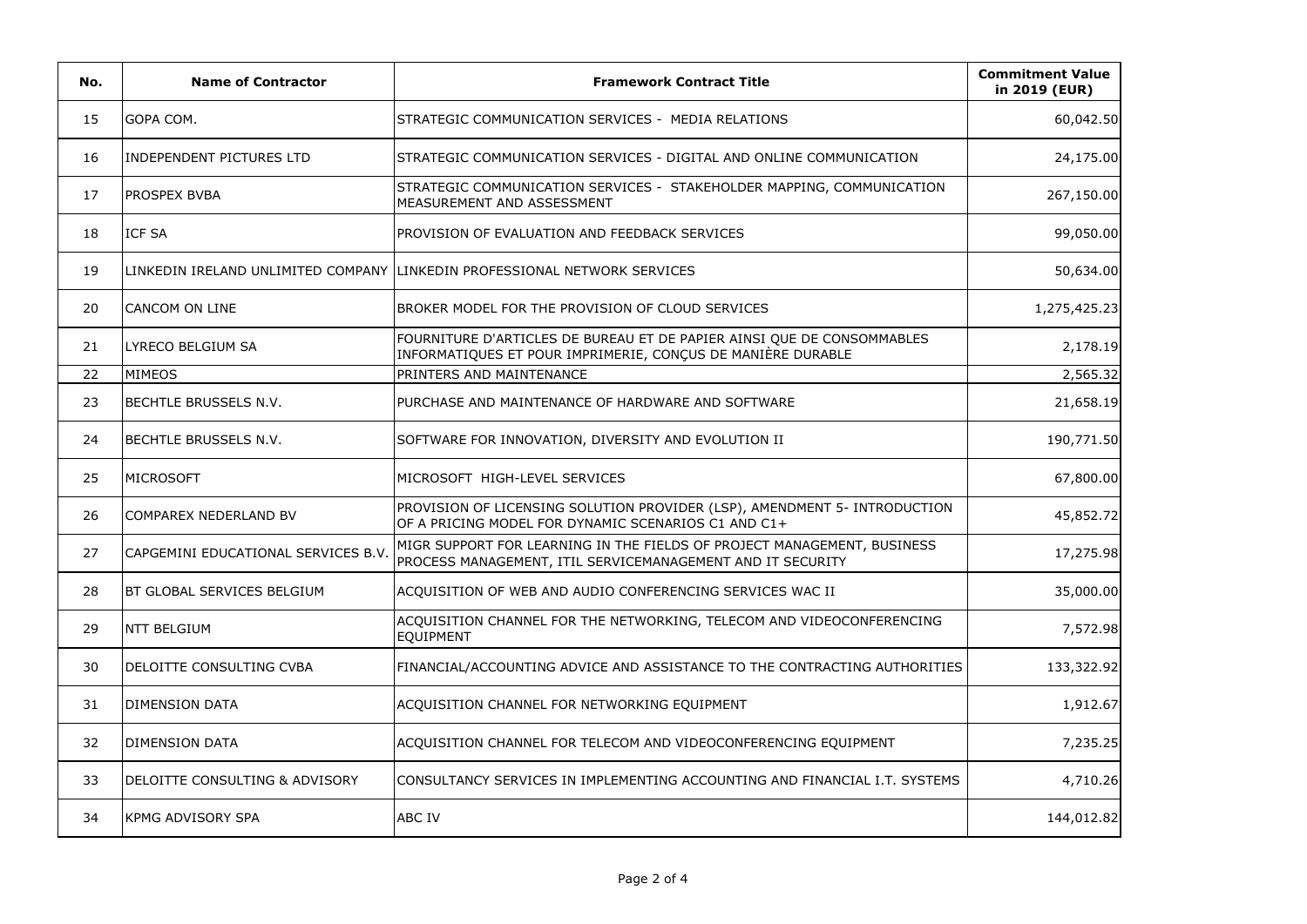| No. | Name of Contractor | Framework Contract Title | Commitment Value in 2019 (EUR) |
|---|---|---|---|
| 15 | GOPA COM. | STRATEGIC COMMUNICATION SERVICES - MEDIA RELATIONS | 60,042.50 |
| 16 | INDEPENDENT PICTURES LTD | STRATEGIC COMMUNICATION SERVICES - DIGITAL AND ONLINE COMMUNICATION | 24,175.00 |
| 17 | PROSPEX BVBA | STRATEGIC COMMUNICATION SERVICES - STAKEHOLDER MAPPING, COMMUNICATION MEASUREMENT AND ASSESSMENT | 267,150.00 |
| 18 | ICF SA | PROVISION OF EVALUATION AND FEEDBACK SERVICES | 99,050.00 |
| 19 | LINKEDIN IRELAND UNLIMITED COMPANY | LINKEDIN PROFESSIONAL NETWORK SERVICES | 50,634.00 |
| 20 | CANCOM ON LINE | BROKER MODEL FOR THE PROVISION OF CLOUD SERVICES | 1,275,425.23 |
| 21 | LYRECO BELGIUM SA | FOURNITURE D'ARTICLES DE BUREAU ET DE PAPIER AINSI QUE DE CONSOMMABLES INFORMATIQUES ET POUR IMPRIMERIE, CONÇUS DE MANIÈRE DURABLE | 2,178.19 |
| 22 | MIMEOS | PRINTERS AND MAINTENANCE | 2,565.32 |
| 23 | BECHTLE BRUSSELS N.V. | PURCHASE AND MAINTENANCE OF HARDWARE AND SOFTWARE | 21,658.19 |
| 24 | BECHTLE BRUSSELS N.V. | SOFTWARE FOR INNOVATION, DIVERSITY AND EVOLUTION II | 190,771.50 |
| 25 | MICROSOFT | MICROSOFT HIGH-LEVEL SERVICES | 67,800.00 |
| 26 | COMPAREX NEDERLAND BV | PROVISION OF LICENSING SOLUTION PROVIDER (LSP), AMENDMENT 5- INTRODUCTION OF A PRICING MODEL FOR DYNAMIC SCENARIOS C1 AND C1+ | 45,852.72 |
| 27 | CAPGEMINI EDUCATIONAL SERVICES B.V. | MIGR SUPPORT FOR LEARNING IN THE FIELDS OF PROJECT MANAGEMENT, BUSINESS PROCESS MANAGEMENT, ITIL SERVICEMANAGEMENT AND IT SECURITY | 17,275.98 |
| 28 | BT GLOBAL SERVICES BELGIUM | ACQUISITION OF WEB AND AUDIO CONFERENCING SERVICES WAC II | 35,000.00 |
| 29 | NTT BELGIUM | ACQUISITION CHANNEL FOR THE NETWORKING, TELECOM AND VIDEOCONFERENCING EQUIPMENT | 7,572.98 |
| 30 | DELOITTE CONSULTING CVBA | FINANCIAL/ACCOUNTING ADVICE AND ASSISTANCE TO THE CONTRACTING AUTHORITIES | 133,322.92 |
| 31 | DIMENSION DATA | ACQUISITION CHANNEL FOR NETWORKING EQUIPMENT | 1,912.67 |
| 32 | DIMENSION DATA | ACQUISITION CHANNEL FOR TELECOM AND VIDEOCONFERENCING EQUIPMENT | 7,235.25 |
| 33 | DELOITTE CONSULTING & ADVISORY | CONSULTANCY SERVICES IN IMPLEMENTING ACCOUNTING AND FINANCIAL I.T. SYSTEMS | 4,710.26 |
| 34 | KPMG ADVISORY SPA | ABC IV | 144,012.82 |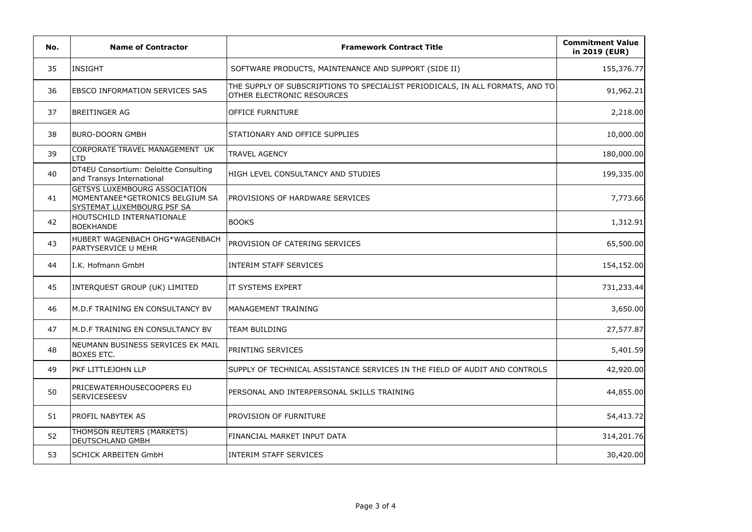| No. | Name of Contractor | Framework Contract Title | Commitment Value in 2019 (EUR) |
|---|---|---|---|
| 35 | INSIGHT | SOFTWARE PRODUCTS, MAINTENANCE AND SUPPORT (SIDE II) | 155,376.77 |
| 36 | EBSCO INFORMATION SERVICES SAS | THE SUPPLY OF SUBSCRIPTIONS TO SPECIALIST PERIODICALS, IN ALL FORMATS, AND TO OTHER ELECTRONIC RESOURCES | 91,962.21 |
| 37 | BREITINGER AG | OFFICE FURNITURE | 2,218.00 |
| 38 | BURO-DOORN GMBH | STATIONARY AND OFFICE SUPPLIES | 10,000.00 |
| 39 | CORPORATE TRAVEL MANAGEMENT UK LTD | TRAVEL AGENCY | 180,000.00 |
| 40 | DT4EU Consortium: Deloitte Consulting and Transys International | HIGH LEVEL CONSULTANCY AND STUDIES | 199,335.00 |
| 41 | GETSYS LUXEMBOURG ASSOCIATION MOMENTANEE*GETRONICS BELGIUM SA SYSTEMAT LUXEMBOURG PSF SA | PROVISIONS OF HARDWARE SERVICES | 7,773.66 |
| 42 | HOUTSCHILD INTERNATIONALE BOEKHANDE | BOOKS | 1,312.91 |
| 43 | HUBERT WAGENBACH OHG*WAGENBACH PARTYSERVICE U MEHR | PROVISION OF CATERING SERVICES | 65,500.00 |
| 44 | I.K. Hofmann GmbH | INTERIM STAFF SERVICES | 154,152.00 |
| 45 | INTERQUEST GROUP (UK) LIMITED | IT SYSTEMS EXPERT | 731,233.44 |
| 46 | M.D.F TRAINING EN CONSULTANCY BV | MANAGEMENT TRAINING | 3,650.00 |
| 47 | M.D.F TRAINING EN CONSULTANCY BV | TEAM BUILDING | 27,577.87 |
| 48 | NEUMANN BUSINESS SERVICES EK MAIL BOXES ETC. | PRINTING SERVICES | 5,401.59 |
| 49 | PKF LITTLEJOHN LLP | SUPPLY OF TECHNICAL ASSISTANCE SERVICES IN THE FIELD OF AUDIT AND CONTROLS | 42,920.00 |
| 50 | PRICEWATERHOUSECOOPERS EU SERVICESEESV | PERSONAL AND INTERPERSONAL SKILLS TRAINING | 44,855.00 |
| 51 | PROFIL NABYTEK AS | PROVISION OF FURNITURE | 54,413.72 |
| 52 | THOMSON REUTERS (MARKETS) DEUTSCHLAND GMBH | FINANCIAL MARKET INPUT DATA | 314,201.76 |
| 53 | SCHICK ARBEITEN GmbH | INTERIM STAFF SERVICES | 30,420.00 |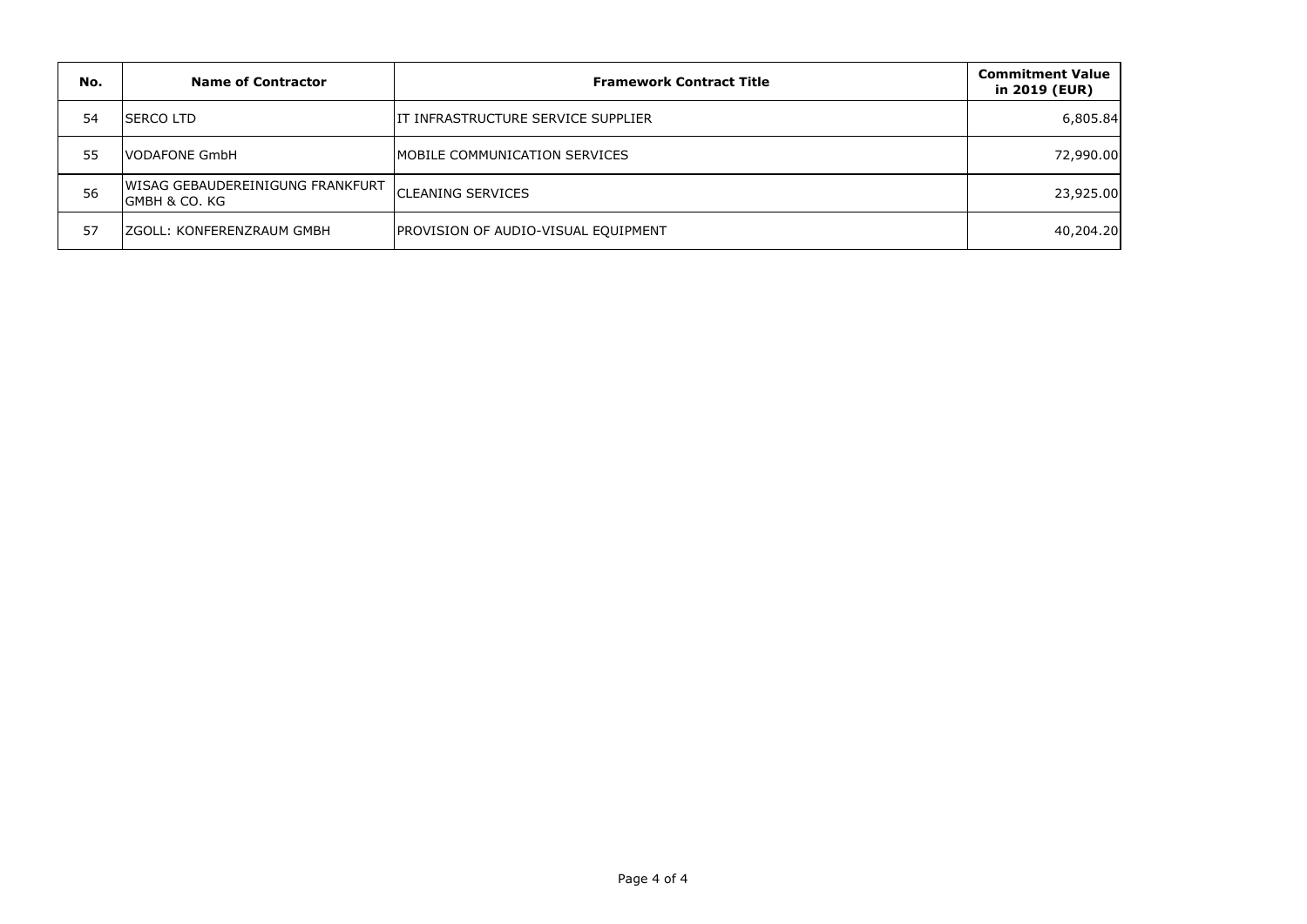| No. | Name of Contractor | Framework Contract Title | Commitment Value in 2019 (EUR) |
| --- | --- | --- | --- |
| 54 | SERCO LTD | IT INFRASTRUCTURE SERVICE SUPPLIER | 6,805.84 |
| 55 | VODAFONE GmbH | MOBILE COMMUNICATION SERVICES | 72,990.00 |
| 56 | WISAG GEBAUDEREINIGUNG FRANKFURT GMBH & CO. KG | CLEANING SERVICES | 23,925.00 |
| 57 | ZGOLL: KONFERENZRAUM GMBH | PROVISION OF AUDIO-VISUAL EQUIPMENT | 40,204.20 |